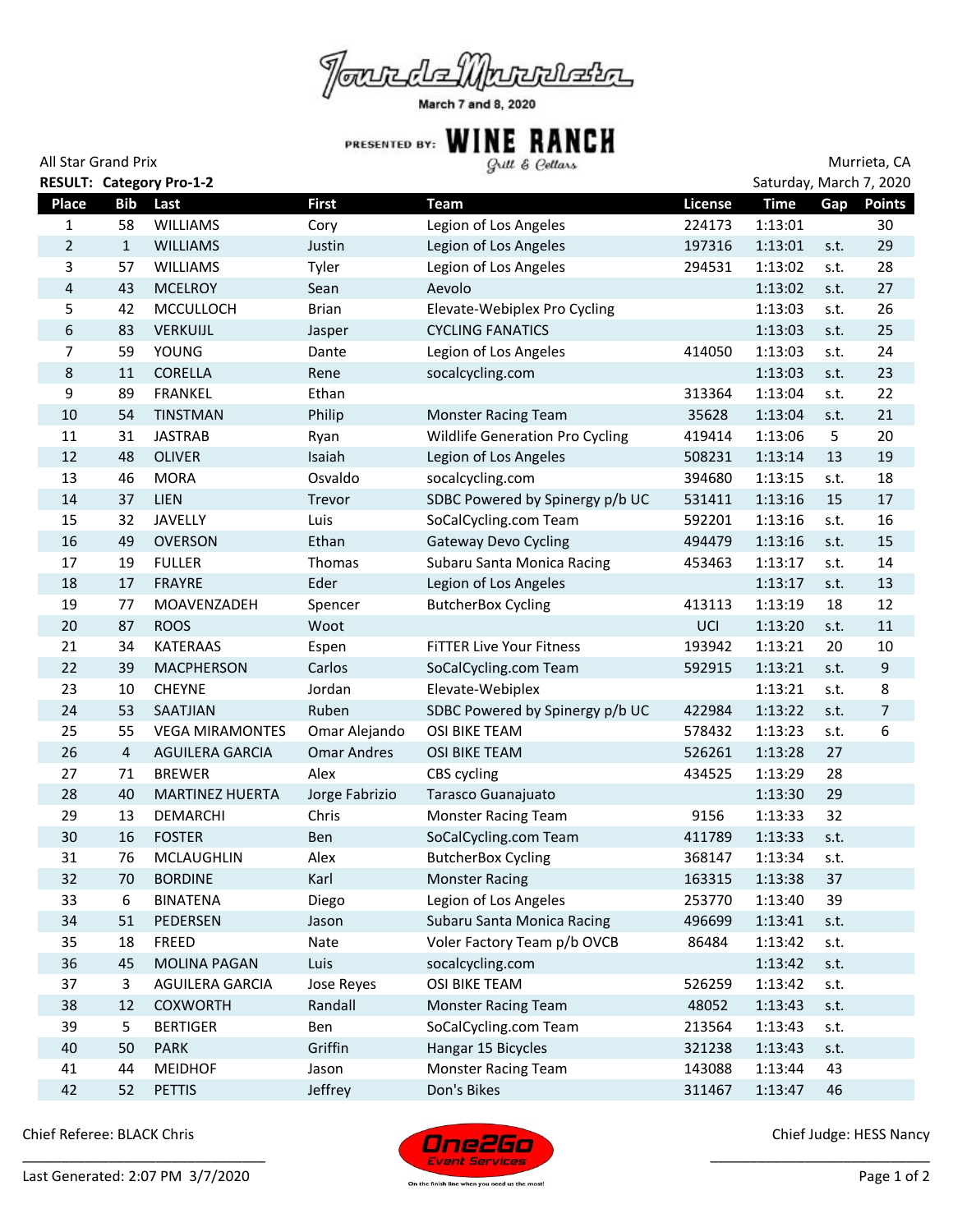# Tour de Murrieta

March 7 and 8, 2020

PRESENTED BY: WINE RANCH Grill & Cellars

All Star Grand Prix — Murrieta, CA

**RESULT: Category Pro-1-2** — Saturday, March 7, 2020

| Place | Bib | Last | First | Team | License | Time | Gap | Points |
|---|---|---|---|---|---|---|---|---|
| 1 | 58 | WILLIAMS | Cory | Legion of Los Angeles | 224173 | 1:13:01 | | 30 |
| 2 | 1 | WILLIAMS | Justin | Legion of Los Angeles | 197316 | 1:13:01 | s.t. | 29 |
| 3 | 57 | WILLIAMS | Tyler | Legion of Los Angeles | 294531 | 1:13:02 | s.t. | 28 |
| 4 | 43 | MCELROY | Sean | Aevolo | | 1:13:02 | s.t. | 27 |
| 5 | 42 | MCCULLOCH | Brian | Elevate-Webiplex Pro Cycling | | 1:13:03 | s.t. | 26 |
| 6 | 83 | VERKUIJL | Jasper | CYCLING FANATICS | | 1:13:03 | s.t. | 25 |
| 7 | 59 | YOUNG | Dante | Legion of Los Angeles | 414050 | 1:13:03 | s.t. | 24 |
| 8 | 11 | CORELLA | Rene | socalcycling.com | | 1:13:03 | s.t. | 23 |
| 9 | 89 | FRANKEL | Ethan | | 313364 | 1:13:04 | s.t. | 22 |
| 10 | 54 | TINSTMAN | Philip | Monster Racing Team | 35628 | 1:13:04 | s.t. | 21 |
| 11 | 31 | JASTRAB | Ryan | Wildlife Generation Pro Cycling | 419414 | 1:13:06 | 5 | 20 |
| 12 | 48 | OLIVER | Isaiah | Legion of Los Angeles | 508231 | 1:13:14 | 13 | 19 |
| 13 | 46 | MORA | Osvaldo | socalcycling.com | 394680 | 1:13:15 | s.t. | 18 |
| 14 | 37 | LIEN | Trevor | SDBC Powered by Spinergy p/b UC | 531411 | 1:13:16 | 15 | 17 |
| 15 | 32 | JAVELLY | Luis | SoCalCycling.com Team | 592201 | 1:13:16 | s.t. | 16 |
| 16 | 49 | OVERSON | Ethan | Gateway Devo Cycling | 494479 | 1:13:16 | s.t. | 15 |
| 17 | 19 | FULLER | Thomas | Subaru Santa Monica Racing | 453463 | 1:13:17 | s.t. | 14 |
| 18 | 17 | FRAYRE | Eder | Legion of Los Angeles | | 1:13:17 | s.t. | 13 |
| 19 | 77 | MOAVENZADEH | Spencer | ButcherBox Cycling | 413113 | 1:13:19 | 18 | 12 |
| 20 | 87 | ROOS | Woot | | UCI | 1:13:20 | s.t. | 11 |
| 21 | 34 | KATERAAS | Espen | FiTTER Live Your Fitness | 193942 | 1:13:21 | 20 | 10 |
| 22 | 39 | MACPHERSON | Carlos | SoCalCycling.com Team | 592915 | 1:13:21 | s.t. | 9 |
| 23 | 10 | CHEYNE | Jordan | Elevate-Webiplex | | 1:13:21 | s.t. | 8 |
| 24 | 53 | SAATJIAN | Ruben | SDBC Powered by Spinergy p/b UC | 422984 | 1:13:22 | s.t. | 7 |
| 25 | 55 | VEGA MIRAMONTES | Omar Alejando | OSI BIKE TEAM | 578432 | 1:13:23 | s.t. | 6 |
| 26 | 4 | AGUILERA GARCIA | Omar Andres | OSI BIKE TEAM | 526261 | 1:13:28 | 27 | |
| 27 | 71 | BREWER | Alex | CBS cycling | 434525 | 1:13:29 | 28 | |
| 28 | 40 | MARTINEZ HUERTA | Jorge Fabrizio | Tarasco Guanajuato | | 1:13:30 | 29 | |
| 29 | 13 | DEMARCHI | Chris | Monster Racing Team | 9156 | 1:13:33 | 32 | |
| 30 | 16 | FOSTER | Ben | SoCalCycling.com Team | 411789 | 1:13:33 | s.t. | |
| 31 | 76 | MCLAUGHLIN | Alex | ButcherBox Cycling | 368147 | 1:13:34 | s.t. | |
| 32 | 70 | BORDINE | Karl | Monster Racing | 163315 | 1:13:38 | 37 | |
| 33 | 6 | BINATENA | Diego | Legion of Los Angeles | 253770 | 1:13:40 | 39 | |
| 34 | 51 | PEDERSEN | Jason | Subaru Santa Monica Racing | 496699 | 1:13:41 | s.t. | |
| 35 | 18 | FREED | Nate | Voler Factory Team p/b OVCB | 86484 | 1:13:42 | s.t. | |
| 36 | 45 | MOLINA PAGAN | Luis | socalcycling.com | | 1:13:42 | s.t. | |
| 37 | 3 | AGUILERA GARCIA | Jose Reyes | OSI BIKE TEAM | 526259 | 1:13:42 | s.t. | |
| 38 | 12 | COXWORTH | Randall | Monster Racing Team | 48052 | 1:13:43 | s.t. | |
| 39 | 5 | BERTIGER | Ben | SoCalCycling.com Team | 213564 | 1:13:43 | s.t. | |
| 40 | 50 | PARK | Griffin | Hangar 15 Bicycles | 321238 | 1:13:43 | s.t. | |
| 41 | 44 | MEIDHOF | Jason | Monster Racing Team | 143088 | 1:13:44 | 43 | |
| 42 | 52 | PETTIS | Jeffrey | Don's Bikes | 311467 | 1:13:47 | 46 | |

Chief Referee: BLACK Chris

Chief Judge: HESS Nancy

Last Generated: 2:07 PM 3/7/2020

One2Go Event Services — On the finish line when you need us the most!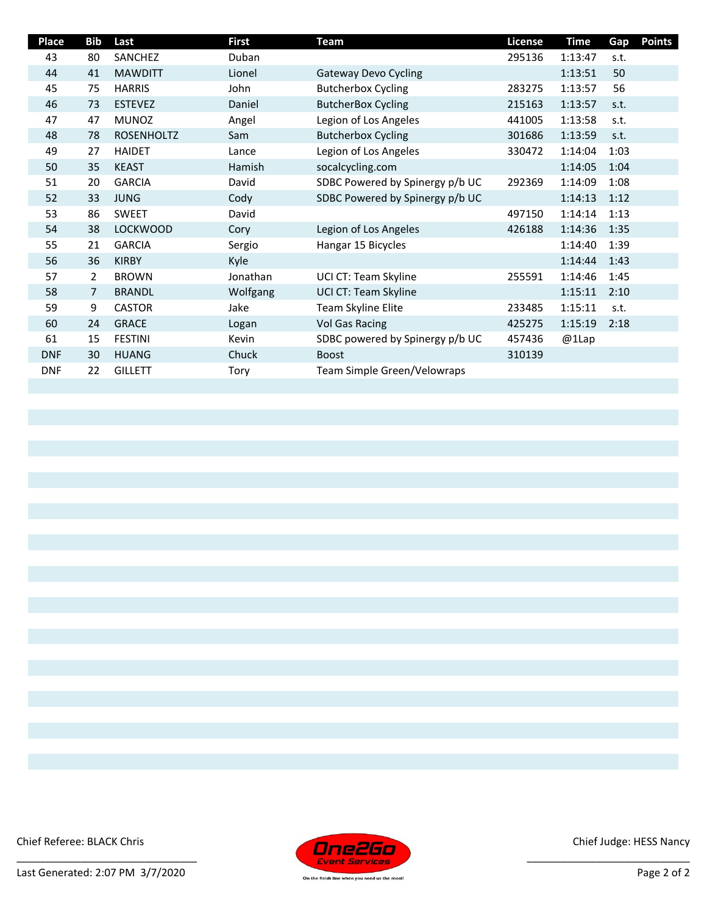| Place | Bib | Last | First | Team | License | Time | Gap | Points |
|---|---|---|---|---|---|---|---|---|
| 43 | 80 | SANCHEZ | Duban | | 295136 | 1:13:47 | s.t. | |
| 44 | 41 | MAWDITT | Lionel | Gateway Devo Cycling | | 1:13:51 | 50 | |
| 45 | 75 | HARRIS | John | Butcherbox Cycling | 283275 | 1:13:57 | 56 | |
| 46 | 73 | ESTEVEZ | Daniel | ButcherBox Cycling | 215163 | 1:13:57 | s.t. | |
| 47 | 47 | MUNOZ | Angel | Legion of Los Angeles | 441005 | 1:13:58 | s.t. | |
| 48 | 78 | ROSENHOLTZ | Sam | Butcherbox Cycling | 301686 | 1:13:59 | s.t. | |
| 49 | 27 | HAIDET | Lance | Legion of Los Angeles | 330472 | 1:14:04 | 1:03 | |
| 50 | 35 | KEAST | Hamish | socalcycling.com | | 1:14:05 | 1:04 | |
| 51 | 20 | GARCIA | David | SDBC Powered by Spinergy p/b UC | 292369 | 1:14:09 | 1:08 | |
| 52 | 33 | JUNG | Cody | SDBC Powered by Spinergy p/b UC | | 1:14:13 | 1:12 | |
| 53 | 86 | SWEET | David | | 497150 | 1:14:14 | 1:13 | |
| 54 | 38 | LOCKWOOD | Cory | Legion of Los Angeles | 426188 | 1:14:36 | 1:35 | |
| 55 | 21 | GARCIA | Sergio | Hangar 15 Bicycles | | 1:14:40 | 1:39 | |
| 56 | 36 | KIRBY | Kyle | | | 1:14:44 | 1:43 | |
| 57 | 2 | BROWN | Jonathan | UCI CT: Team Skyline | 255591 | 1:14:46 | 1:45 | |
| 58 | 7 | BRANDL | Wolfgang | UCI CT: Team Skyline | | 1:15:11 | 2:10 | |
| 59 | 9 | CASTOR | Jake | Team Skyline Elite | 233485 | 1:15:11 | s.t. | |
| 60 | 24 | GRACE | Logan | Vol Gas Racing | 425275 | 1:15:19 | 2:18 | |
| 61 | 15 | FESTINI | Kevin | SDBC powered by Spinergy p/b UC | 457436 | @1Lap | | |
| DNF | 30 | HUANG | Chuck | Boost | 310139 | | | |
| DNF | 22 | GILLETT | Tory | Team Simple Green/Velowraps | | | | |

Chief Referee: BLACK Chris

Chief Judge: HESS Nancy

One2Go Event Services

On the finish line when you need us the most!

Last Generated: 2:07 PM 3/7/2020